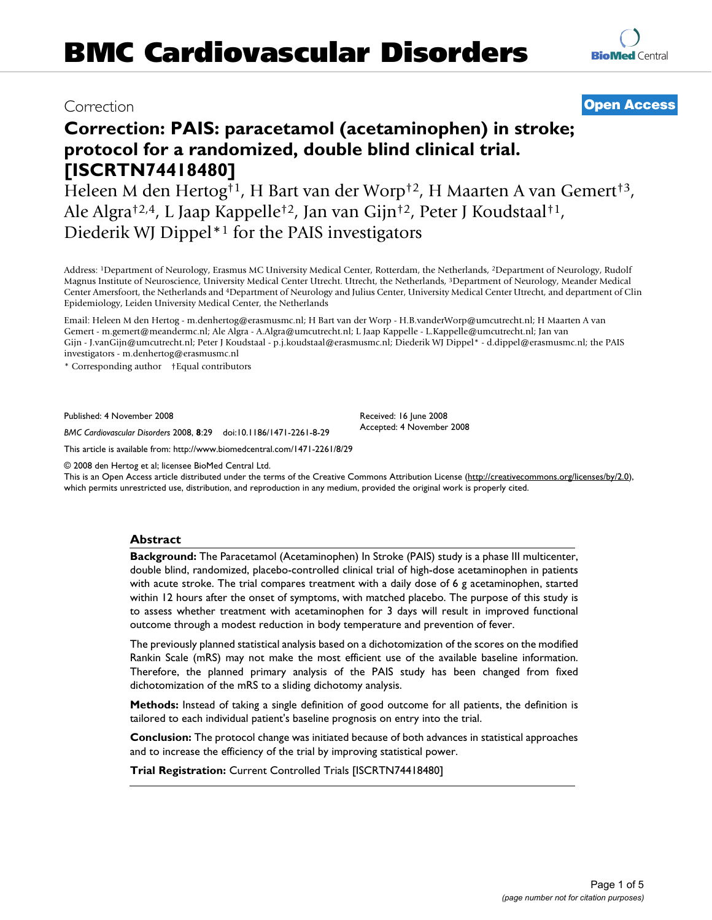BMC Cardiovascular Disorders

Correction

**Open Access**

# Correction: PAIS: paracetamol (acetaminophen) in stroke; protocol for a randomized, double blind clinical trial. [ISCRTN74418480]

Heleen M den Hertog†[1], H Bart van der Worp†[2], H Maarten A van Gemert†[3], Ale Algra†[2,4], L Jaap Kappelle†[2], Jan van Gijn†[2], Peter J Koudstaal†[1], Diederik WJ Dippel*[1] for the PAIS investigators

Address: [1]Department of Neurology, Erasmus MC University Medical Center, Rotterdam, the Netherlands, [2]Department of Neurology, Rudolf Magnus Institute of Neuroscience, University Medical Center Utrecht. Utrecht, the Netherlands, [3]Department of Neurology, Meander Medical Center Amersfoort, the Netherlands and [4]Department of Neurology and Julius Center, University Medical Center Utrecht, and department of Clin Epidemiology, Leiden University Medical Center, the Netherlands

Email: Heleen M den Hertog - m.denhertog@erasmusmc.nl; H Bart van der Worp - H.B.vanderWorp@umcutrecht.nl; H Maarten A van Gemert - m.gemert@meandermc.nl; Ale Algra - A.Algra@umcutrecht.nl; L Jaap Kappelle - L.Kappelle@umcutrecht.nl; Jan van Gijn - J.vanGijn@umcutrecht.nl; Peter J Koudstaal - p.j.koudstaal@erasmusmc.nl; Diederik WJ Dippel* - d.dippel@erasmusmc.nl; the PAIS investigators - m.denhertog@erasmusmc.nl

\* Corresponding author †Equal contributors

Published: 4 November 2008

*BMC Cardiovascular Disorders* 2008, **8**:29 doi:10.1186/1471-2261-8-29

Received: 16 June 2008
Accepted: 4 November 2008

This article is available from: http://www.biomedcentral.com/1471-2261/8/29

© 2008 den Hertog et al; licensee BioMed Central Ltd.
This is an Open Access article distributed under the terms of the Creative Commons Attribution License (http://creativecommons.org/licenses/by/2.0), which permits unrestricted use, distribution, and reproduction in any medium, provided the original work is properly cited.

## Abstract

**Background:** The Paracetamol (Acetaminophen) In Stroke (PAIS) study is a phase III multicenter, double blind, randomized, placebo-controlled clinical trial of high-dose acetaminophen in patients with acute stroke. The trial compares treatment with a daily dose of 6 g acetaminophen, started within 12 hours after the onset of symptoms, with matched placebo. The purpose of this study is to assess whether treatment with acetaminophen for 3 days will result in improved functional outcome through a modest reduction in body temperature and prevention of fever.

The previously planned statistical analysis based on a dichotomization of the scores on the modified Rankin Scale (mRS) may not make the most efficient use of the available baseline information. Therefore, the planned primary analysis of the PAIS study has been changed from fixed dichotomization of the mRS to a sliding dichotomy analysis.

**Methods:** Instead of taking a single definition of good outcome for all patients, the definition is tailored to each individual patient's baseline prognosis on entry into the trial.

**Conclusion:** The protocol change was initiated because of both advances in statistical approaches and to increase the efficiency of the trial by improving statistical power.

**Trial Registration:** Current Controlled Trials [ISCRTN74418480]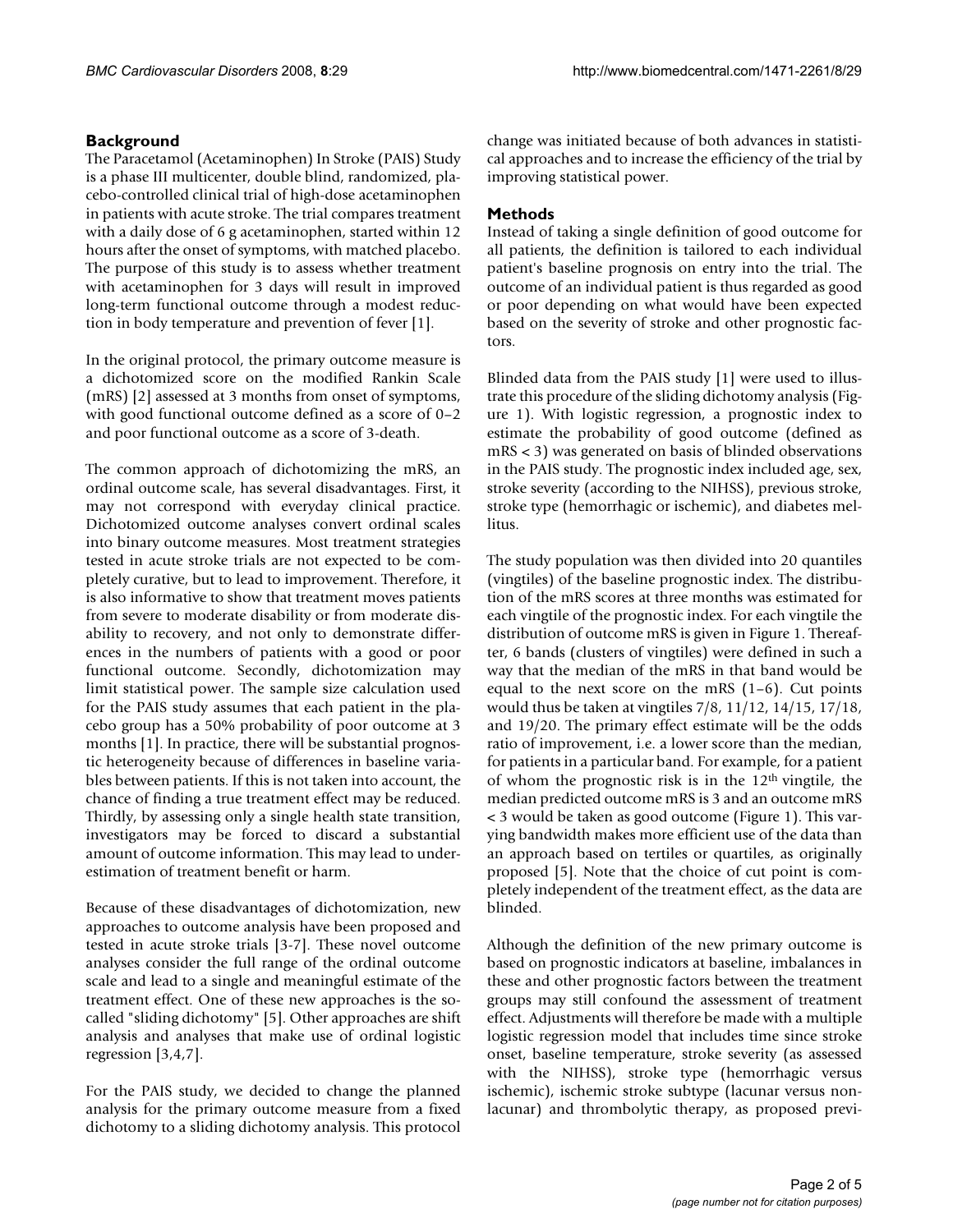## Background

The Paracetamol (Acetaminophen) In Stroke (PAIS) Study is a phase III multicenter, double blind, randomized, placebo-controlled clinical trial of high-dose acetaminophen in patients with acute stroke. The trial compares treatment with a daily dose of 6 g acetaminophen, started within 12 hours after the onset of symptoms, with matched placebo. The purpose of this study is to assess whether treatment with acetaminophen for 3 days will result in improved long-term functional outcome through a modest reduction in body temperature and prevention of fever [1].

In the original protocol, the primary outcome measure is a dichotomized score on the modified Rankin Scale (mRS) [2] assessed at 3 months from onset of symptoms, with good functional outcome defined as a score of 0–2 and poor functional outcome as a score of 3-death.

The common approach of dichotomizing the mRS, an ordinal outcome scale, has several disadvantages. First, it may not correspond with everyday clinical practice. Dichotomized outcome analyses convert ordinal scales into binary outcome measures. Most treatment strategies tested in acute stroke trials are not expected to be completely curative, but to lead to improvement. Therefore, it is also informative to show that treatment moves patients from severe to moderate disability or from moderate disability to recovery, and not only to demonstrate differences in the numbers of patients with a good or poor functional outcome. Secondly, dichotomization may limit statistical power. The sample size calculation used for the PAIS study assumes that each patient in the placebo group has a 50% probability of poor outcome at 3 months [1]. In practice, there will be substantial prognostic heterogeneity because of differences in baseline variables between patients. If this is not taken into account, the chance of finding a true treatment effect may be reduced. Thirdly, by assessing only a single health state transition, investigators may be forced to discard a substantial amount of outcome information. This may lead to underestimation of treatment benefit or harm.

Because of these disadvantages of dichotomization, new approaches to outcome analysis have been proposed and tested in acute stroke trials [3-7]. These novel outcome analyses consider the full range of the ordinal outcome scale and lead to a single and meaningful estimate of the treatment effect. One of these new approaches is the so-called "sliding dichotomy" [5]. Other approaches are shift analysis and analyses that make use of ordinal logistic regression [3,4,7].

For the PAIS study, we decided to change the planned analysis for the primary outcome measure from a fixed dichotomy to a sliding dichotomy analysis. This protocol change was initiated because of both advances in statistical approaches and to increase the efficiency of the trial by improving statistical power.

## Methods

Instead of taking a single definition of good outcome for all patients, the definition is tailored to each individual patient's baseline prognosis on entry into the trial. The outcome of an individual patient is thus regarded as good or poor depending on what would have been expected based on the severity of stroke and other prognostic factors.

Blinded data from the PAIS study [1] were used to illustrate this procedure of the sliding dichotomy analysis (Figure 1). With logistic regression, a prognostic index to estimate the probability of good outcome (defined as mRS < 3) was generated on basis of blinded observations in the PAIS study. The prognostic index included age, sex, stroke severity (according to the NIHSS), previous stroke, stroke type (hemorrhagic or ischemic), and diabetes mellitus.

The study population was then divided into 20 quantiles (vingtiles) of the baseline prognostic index. The distribution of the mRS scores at three months was estimated for each vingtile of the prognostic index. For each vingtile the distribution of outcome mRS is given in Figure 1. Thereafter, 6 bands (clusters of vingtiles) were defined in such a way that the median of the mRS in that band would be equal to the next score on the mRS (1–6). Cut points would thus be taken at vingtiles 7/8, 11/12, 14/15, 17/18, and 19/20. The primary effect estimate will be the odds ratio of improvement, i.e. a lower score than the median, for patients in a particular band. For example, for a patient of whom the prognostic risk is in the 12th vingtile, the median predicted outcome mRS is 3 and an outcome mRS < 3 would be taken as good outcome (Figure 1). This varying bandwidth makes more efficient use of the data than an approach based on tertiles or quartiles, as originally proposed [5]. Note that the choice of cut point is completely independent of the treatment effect, as the data are blinded.

Although the definition of the new primary outcome is based on prognostic indicators at baseline, imbalances in these and other prognostic factors between the treatment groups may still confound the assessment of treatment effect. Adjustments will therefore be made with a multiple logistic regression model that includes time since stroke onset, baseline temperature, stroke severity (as assessed with the NIHSS), stroke type (hemorrhagic versus ischemic), ischemic stroke subtype (lacunar versus non-lacunar) and thrombolytic therapy, as proposed previ-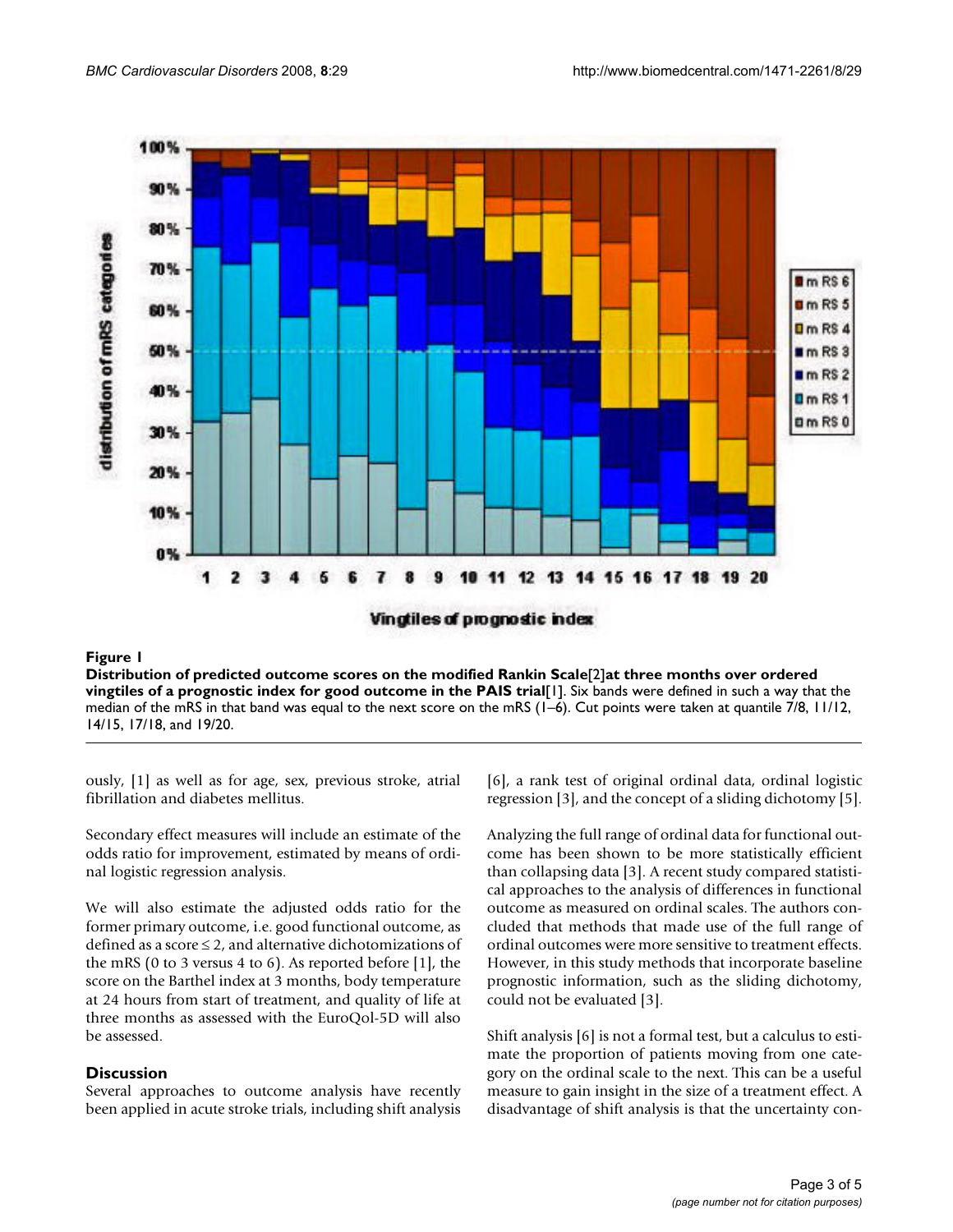**Figure 1**

**Distribution of predicted outcome scores on the modified Rankin Scale[2]at three months over ordered vingtiles of a prognostic index for good outcome in the PAIS trial**[1]. Six bands were defined in such a way that the median of the mRS in that band was equal to the next score on the mRS (1–6). Cut points were taken at quantile 7/8, 11/12, 14/15, 17/18, and 19/20.

ously, [1] as well as for age, sex, previous stroke, atrial fibrillation and diabetes mellitus.

Secondary effect measures will include an estimate of the odds ratio for improvement, estimated by means of ordinal logistic regression analysis.

We will also estimate the adjusted odds ratio for the former primary outcome, i.e. good functional outcome, as defined as a score ≤ 2, and alternative dichotomizations of the mRS (0 to 3 versus 4 to 6). As reported before [1], the score on the Barthel index at 3 months, body temperature at 24 hours from start of treatment, and quality of life at three months as assessed with the EuroQol-5D will also be assessed.

## Discussion

Several approaches to outcome analysis have recently been applied in acute stroke trials, including shift analysis [6], a rank test of original ordinal data, ordinal logistic regression [3], and the concept of a sliding dichotomy [5].

Analyzing the full range of ordinal data for functional outcome has been shown to be more statistically efficient than collapsing data [3]. A recent study compared statistical approaches to the analysis of differences in functional outcome as measured on ordinal scales. The authors concluded that methods that made use of the full range of ordinal outcomes were more sensitive to treatment effects. However, in this study methods that incorporate baseline prognostic information, such as the sliding dichotomy, could not be evaluated [3].

Shift analysis [6] is not a formal test, but a calculus to estimate the proportion of patients moving from one category on the ordinal scale to the next. This can be a useful measure to gain insight in the size of a treatment effect. A disadvantage of shift analysis is that the uncertainty con-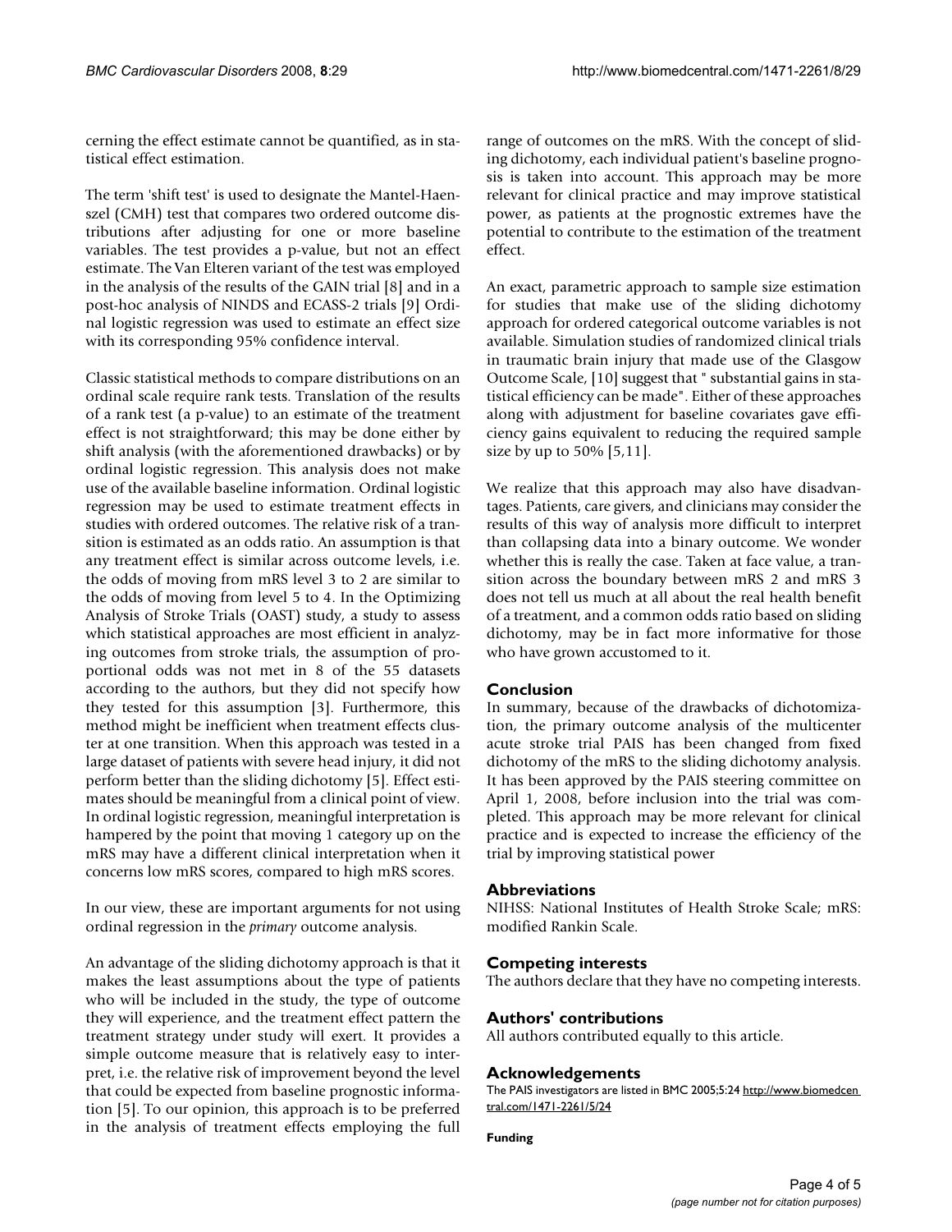cerning the effect estimate cannot be quantified, as in statistical effect estimation.

The term 'shift test' is used to designate the Mantel-Haenszel (CMH) test that compares two ordered outcome distributions after adjusting for one or more baseline variables. The test provides a p-value, but not an effect estimate. The Van Elteren variant of the test was employed in the analysis of the results of the GAIN trial [8] and in a post-hoc analysis of NINDS and ECASS-2 trials [9] Ordinal logistic regression was used to estimate an effect size with its corresponding 95% confidence interval.

Classic statistical methods to compare distributions on an ordinal scale require rank tests. Translation of the results of a rank test (a p-value) to an estimate of the treatment effect is not straightforward; this may be done either by shift analysis (with the aforementioned drawbacks) or by ordinal logistic regression. This analysis does not make use of the available baseline information. Ordinal logistic regression may be used to estimate treatment effects in studies with ordered outcomes. The relative risk of a transition is estimated as an odds ratio. An assumption is that any treatment effect is similar across outcome levels, i.e. the odds of moving from mRS level 3 to 2 are similar to the odds of moving from level 5 to 4. In the Optimizing Analysis of Stroke Trials (OAST) study, a study to assess which statistical approaches are most efficient in analyzing outcomes from stroke trials, the assumption of proportional odds was not met in 8 of the 55 datasets according to the authors, but they did not specify how they tested for this assumption [3]. Furthermore, this method might be inefficient when treatment effects cluster at one transition. When this approach was tested in a large dataset of patients with severe head injury, it did not perform better than the sliding dichotomy [5]. Effect estimates should be meaningful from a clinical point of view. In ordinal logistic regression, meaningful interpretation is hampered by the point that moving 1 category up on the mRS may have a different clinical interpretation when it concerns low mRS scores, compared to high mRS scores.

In our view, these are important arguments for not using ordinal regression in the *primary* outcome analysis.

An advantage of the sliding dichotomy approach is that it makes the least assumptions about the type of patients who will be included in the study, the type of outcome they will experience, and the treatment effect pattern the treatment strategy under study will exert. It provides a simple outcome measure that is relatively easy to interpret, i.e. the relative risk of improvement beyond the level that could be expected from baseline prognostic information [5]. To our opinion, this approach is to be preferred in the analysis of treatment effects employing the full range of outcomes on the mRS. With the concept of sliding dichotomy, each individual patient's baseline prognosis is taken into account. This approach may be more relevant for clinical practice and may improve statistical power, as patients at the prognostic extremes have the potential to contribute to the estimation of the treatment effect.

An exact, parametric approach to sample size estimation for studies that make use of the sliding dichotomy approach for ordered categorical outcome variables is not available. Simulation studies of randomized clinical trials in traumatic brain injury that made use of the Glasgow Outcome Scale, [10] suggest that " substantial gains in statistical efficiency can be made". Either of these approaches along with adjustment for baseline covariates gave efficiency gains equivalent to reducing the required sample size by up to 50% [5,11].

We realize that this approach may also have disadvantages. Patients, care givers, and clinicians may consider the results of this way of analysis more difficult to interpret than collapsing data into a binary outcome. We wonder whether this is really the case. Taken at face value, a transition across the boundary between mRS 2 and mRS 3 does not tell us much at all about the real health benefit of a treatment, and a common odds ratio based on sliding dichotomy, may be in fact more informative for those who have grown accustomed to it.

## Conclusion

In summary, because of the drawbacks of dichotomization, the primary outcome analysis of the multicenter acute stroke trial PAIS has been changed from fixed dichotomy of the mRS to the sliding dichotomy analysis. It has been approved by the PAIS steering committee on April 1, 2008, before inclusion into the trial was completed. This approach may be more relevant for clinical practice and is expected to increase the efficiency of the trial by improving statistical power

## Abbreviations

NIHSS: National Institutes of Health Stroke Scale; mRS: modified Rankin Scale.

## Competing interests

The authors declare that they have no competing interests.

## Authors' contributions

All authors contributed equally to this article.

## Acknowledgements

The PAIS investigators are listed in BMC 2005;5:24 http://www.biomedcentral.com/1471-2261/5/24

#### Funding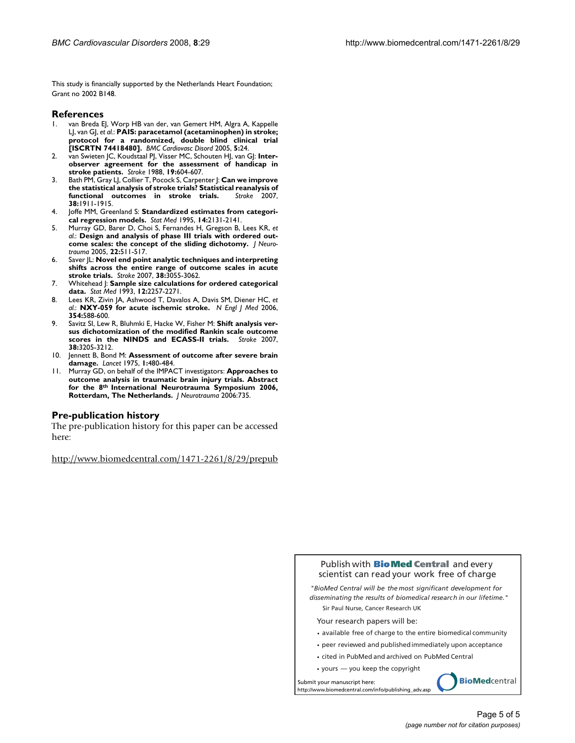This study is financially supported by the Netherlands Heart Foundation; Grant no 2002 B148.

## References

1. van Breda EJ, Worp HB van der, van Gemert HM, Algra A, Kappelle LJ, van GJ, *et al.*: **PAIS: paracetamol (acetaminophen) in stroke; protocol for a randomized, double blind clinical trial [ISCRTN 74418480].** *BMC Cardiovasc Disord* 2005, **5:**24.
2. van Swieten JC, Koudstaal PJ, Visser MC, Schouten HJ, van GJ: **Interobserver agreement for the assessment of handicap in stroke patients.** *Stroke* 1988, **19:**604-607.
3. Bath PM, Gray LJ, Collier T, Pocock S, Carpenter J: **Can we improve the statistical analysis of stroke trials? Statistical reanalysis of functional outcomes in stroke trials.** *Stroke* 2007, **38:**1911-1915.
4. Joffe MM, Greenland S: **Standardized estimates from categorical regression models.** *Stat Med* 1995, **14:**2131-2141.
5. Murray GD, Barer D, Choi S, Fernandes H, Gregson B, Lees KR, *et al.*: **Design and analysis of phase III trials with ordered outcome scales: the concept of the sliding dichotomy.** *J Neurotrauma* 2005, **22:**511-517.
6. Saver JL: **Novel end point analytic techniques and interpreting shifts across the entire range of outcome scales in acute stroke trials.** *Stroke* 2007, **38:**3055-3062.
7. Whitehead J: **Sample size calculations for ordered categorical data.** *Stat Med* 1993, **12:**2257-2271.
8. Lees KR, Zivin JA, Ashwood T, Davalos A, Davis SM, Diener HC, *et al.*: **NXY-059 for acute ischemic stroke.** *N Engl J Med* 2006, **354:**588-600.
9. Savitz SI, Lew R, Bluhmki E, Hacke W, Fisher M: **Shift analysis versus dichotomization of the modified Rankin scale outcome scores in the NINDS and ECASS-II trials.** *Stroke* 2007, **38:**3205-3212.
10. Jennett B, Bond M: **Assessment of outcome after severe brain damage.** *Lancet* 1975, **1:**480-484.
11. Murray GD, on behalf of the IMPACT investigators: **Approaches to outcome analysis in traumatic brain injury trials. Abstract for the 8th International Neurotrauma Symposium 2006, Rotterdam, The Netherlands.** *J Neurotrauma* 2006:735.

## Pre-publication history

The pre-publication history for this paper can be accessed here:

http://www.biomedcentral.com/1471-2261/8/29/prepub

Publish with **BioMed Central** and every scientist can read your work free of charge

*"BioMed Central will be the most significant development for disseminating the results of biomedical research in our lifetime."*

Sir Paul Nurse, Cancer Research UK

Your research papers will be:

- available free of charge to the entire biomedical community
- peer reviewed and published immediately upon acceptance
- cited in PubMed and archived on PubMed Central
- yours — you keep the copyright

Submit your manuscript here:
http://www.biomedcentral.com/info/publishing_adv.asp

BioMedcentral